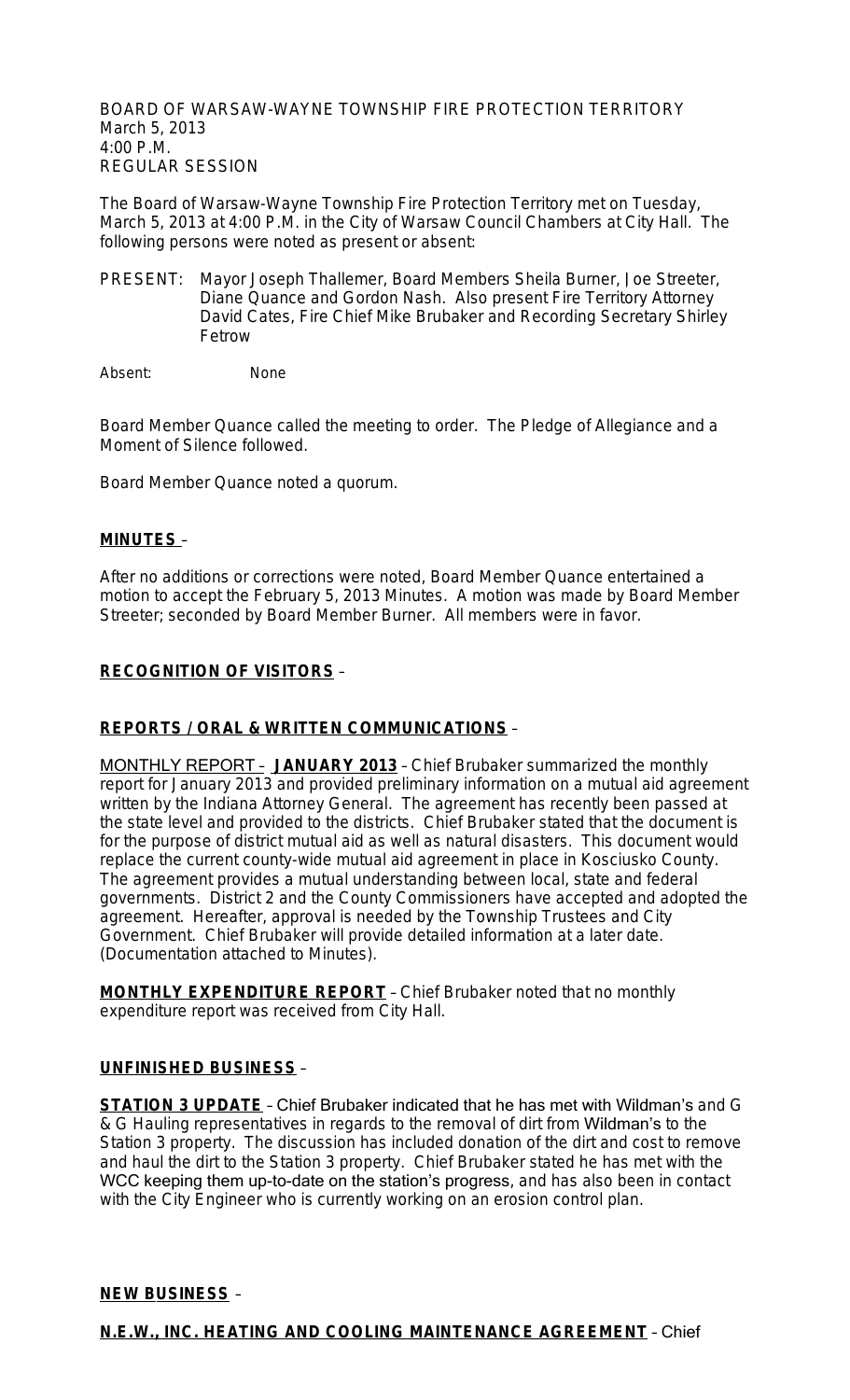BOARD OF WARSAW-WAYNE TOWNSHIP FIRE PROTECTION TERRITORY
March 5, 2013
4:00 P.M.
REGULAR SESSION

The Board of Warsaw-Wayne Township Fire Protection Territory met on Tuesday, March 5, 2013 at 4:00 P.M. in the City of Warsaw Council Chambers at City Hall. The following persons were noted as present or absent:

PRESENT: Mayor Joseph Thallemer, Board Members Sheila Burner, Joe Streeter, Diane Quance and Gordon Nash. Also present Fire Territory Attorney David Cates, Fire Chief Mike Brubaker and Recording Secretary Shirley Fetrow

Absent: None

Board Member Quance called the meeting to order. The Pledge of Allegiance and a Moment of Silence followed.

Board Member Quance noted a quorum.

**MINUTES** –

After no additions or corrections were noted, Board Member Quance entertained a motion to accept the February 5, 2013 Minutes. A motion was made by Board Member Streeter; seconded by Board Member Burner. All members were in favor.

**RECOGNITION OF VISITORS** –

**REPORTS / ORAL & WRITTEN COMMUNICATIONS** –

MONTHLY REPORT – **JANUARY 2013** – Chief Brubaker summarized the monthly report for January 2013 and provided preliminary information on a mutual aid agreement written by the Indiana Attorney General. The agreement has recently been passed at the state level and provided to the districts. Chief Brubaker stated that the document is for the purpose of district mutual aid as well as natural disasters. This document would replace the current county-wide mutual aid agreement in place in Kosciusko County. The agreement provides a mutual understanding between local, state and federal governments. District 2 and the County Commissioners have accepted and adopted the agreement. Hereafter, approval is needed by the Township Trustees and City Government. Chief Brubaker will provide detailed information at a later date. (Documentation attached to Minutes).

**MONTHLY EXPENDITURE REPORT** – Chief Brubaker noted that no monthly expenditure report was received from City Hall.

**UNFINISHED BUSINESS** –

**STATION 3 UPDATE** – Chief Brubaker indicated that he has met with Wildman's and G & G Hauling representatives in regards to the removal of dirt from Wildman's to the Station 3 property. The discussion has included donation of the dirt and cost to remove and haul the dirt to the Station 3 property. Chief Brubaker stated he has met with the WCC keeping them up-to-date on the station's progress, and has also been in contact with the City Engineer who is currently working on an erosion control plan.

**NEW BUSINESS** –

**N.E.W., INC. HEATING AND COOLING MAINTENANCE AGREEMENT** – Chief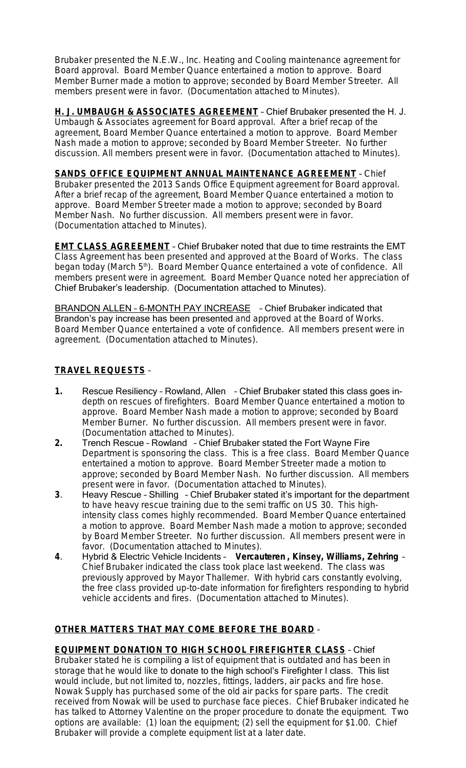Brubaker presented the N.E.W., Inc. Heating and Cooling maintenance agreement for Board approval. Board Member Quance entertained a motion to approve. Board Member Burner made a motion to approve; seconded by Board Member Streeter. All members present were in favor. (Documentation attached to Minutes).

**H. J. UMBAUGH & ASSOCIATES AGREEMENT** – Chief Brubaker presented the H. J. Umbaugh & Associates agreement for Board approval. After a brief recap of the agreement, Board Member Quance entertained a motion to approve. Board Member Nash made a motion to approve; seconded by Board Member Streeter. No further discussion. All members present were in favor. (Documentation attached to Minutes).

**SANDS OFFICE EQUIPMENT ANNUAL MAINTENANCE AGREEMENT** – Chief Brubaker presented the 2013 Sands Office Equipment agreement for Board approval. After a brief recap of the agreement, Board Member Quance entertained a motion to approve. Board Member Streeter made a motion to approve; seconded by Board Member Nash. No further discussion. All members present were in favor. (Documentation attached to Minutes).

**EMT CLASS AGREEMENT** – Chief Brubaker noted that due to time restraints the EMT Class Agreement has been presented and approved at the Board of Works. The class began today (March 5th). Board Member Quance entertained a vote of confidence. All members present were in agreement. Board Member Quance noted her appreciation of Chief Brubaker's leadership. (Documentation attached to Minutes).

BRANDON ALLEN – 6-MONTH PAY INCREASE – Chief Brubaker indicated that Brandon's pay increase has been presented and approved at the Board of Works. Board Member Quance entertained a vote of confidence. All members present were in agreement. (Documentation attached to Minutes).

**TRAVEL REQUESTS** –

1. Rescue Resiliency – Rowland, Allen – Chief Brubaker stated this class goes in-depth on rescues of firefighters. Board Member Quance entertained a motion to approve. Board Member Nash made a motion to approve; seconded by Board Member Burner. No further discussion. All members present were in favor. (Documentation attached to Minutes).
2. Trench Rescue – Rowland – Chief Brubaker stated the Fort Wayne Fire Department is sponsoring the class. This is a free class. Board Member Quance entertained a motion to approve. Board Member Streeter made a motion to approve; seconded by Board Member Nash. No further discussion. All members present were in favor. (Documentation attached to Minutes).
3. Heavy Rescue – Shilling – Chief Brubaker stated it's important for the department to have heavy rescue training due to the semi traffic on US 30. This high-intensity class comes highly recommended. Board Member Quance entertained a motion to approve. Board Member Nash made a motion to approve; seconded by Board Member Streeter. No further discussion. All members present were in favor. (Documentation attached to Minutes).
4. Hybrid & Electric Vehicle Incidents – **Vercauteren, Kinsey, Williams, Zehring** – Chief Brubaker indicated the class took place last weekend. The class was previously approved by Mayor Thallemer. With hybrid cars constantly evolving, the free class provided up-to-date information for firefighters responding to hybrid vehicle accidents and fires. (Documentation attached to Minutes).

**OTHER MATTERS THAT MAY COME BEFORE THE BOARD** –

**EQUIPMENT DONATION TO HIGH SCHOOL FIREFIGHTER CLASS** – Chief Brubaker stated he is compiling a list of equipment that is outdated and has been in storage that he would like to donate to the high school's Firefighter I class. This list would include, but not limited to, nozzles, fittings, ladders, air packs and fire hose. Nowak Supply has purchased some of the old air packs for spare parts. The credit received from Nowak will be used to purchase face pieces. Chief Brubaker indicated he has talked to Attorney Valentine on the proper procedure to donate the equipment. Two options are available: (1) loan the equipment; (2) sell the equipment for $1.00. Chief Brubaker will provide a complete equipment list at a later date.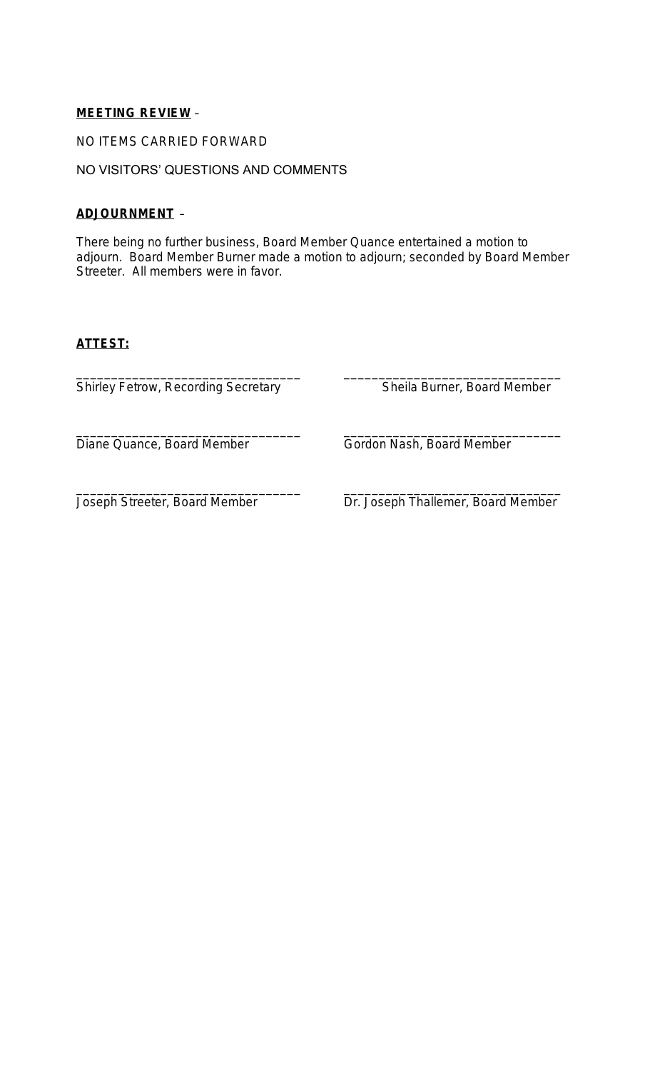**MEETING REVIEW** –

NO ITEMS CARRIED FORWARD

NO VISITORS' QUESTIONS AND COMMENTS

**ADJOURNMENT** –

There being no further business, Board Member Quance entertained a motion to adjourn. Board Member Burner made a motion to adjourn; seconded by Board Member Streeter. All members were in favor.

**ATTEST:**

| | |
|---|---|
| ________________________________ | ________________________________ |
| Shirley Fetrow, Recording Secretary | Sheila Burner, Board Member |
| ________________________________ | ________________________________ |
| Diane Quance, Board Member | Gordon Nash, Board Member |
| ________________________________ | ________________________________ |
| Joseph Streeter, Board Member | Dr. Joseph Thallemer, Board Member |